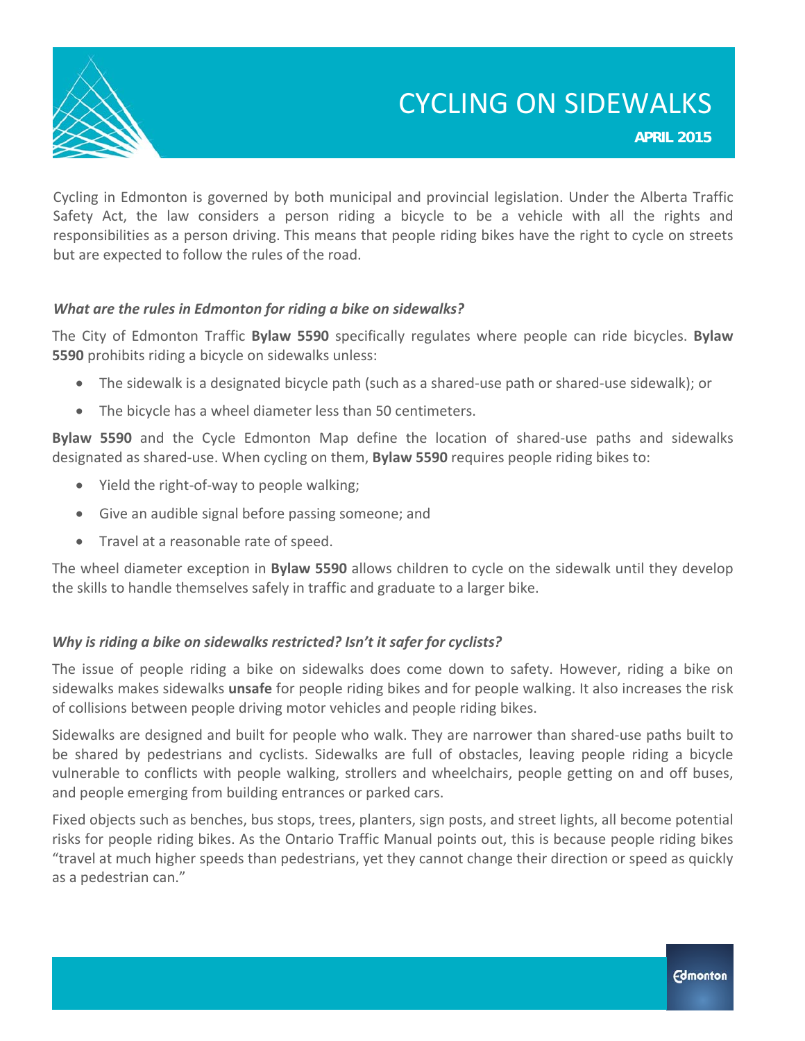# CYCLING ON SIDEWALKS

**APRIL 2015**

Cycling in Edmonton is governed by both municipal and provincial legislation. Under the Alberta Traffic Safety Act, the law considers a person riding a bicycle to be a vehicle with all the rights and responsibilities as a person driving. This means that people riding bikes have the right to cycle on streets but are expected to follow the rules of the road.

### *What are the rules in Edmonton for riding a bike on sidewalks?*

The City of Edmonton Traffic **Bylaw 5590** specifically regulates where people can ride bicycles. **Bylaw 5590** prohibits riding a bicycle on sidewalks unless:

- The sidewalk is a designated bicycle path (such as a shared-use path or shared-use sidewalk); or
- The bicycle has a wheel diameter less than 50 centimeters.

**Bylaw 5590** and the Cycle Edmonton Map define the location of shared-use paths and sidewalks designated as shared-use. When cycling on them, **Bylaw 5590** requires people riding bikes to:

- Yield the right-of-way to people walking;
- Give an audible signal before passing someone; and
- Travel at a reasonable rate of speed.

The wheel diameter exception in **Bylaw 5590** allows children to cycle on the sidewalk until they develop the skills to handle themselves safely in traffic and graduate to a larger bike.

### *Why is riding a bike on sidewalks restricted? Isn't it safer for cyclists?*

The issue of people riding a bike on sidewalks does come down to safety. However, riding a bike on sidewalks makes sidewalks **unsafe** for people riding bikes and for people walking. It also increases the risk of collisions between people driving motor vehicles and people riding bikes.

Sidewalks are designed and built for people who walk. They are narrower than shared-use paths built to be shared by pedestrians and cyclists. Sidewalks are full of obstacles, leaving people riding a bicycle vulnerable to conflicts with people walking, strollers and wheelchairs, people getting on and off buses, and people emerging from building entrances or parked cars.

Fixed objects such as benches, bus stops, trees, planters, sign posts, and street lights, all become potential risks for people riding bikes. As the Ontario Traffic Manual points out, this is because people riding bikes "travel at much higher speeds than pedestrians, yet they cannot change their direction or speed as quickly as a pedestrian can."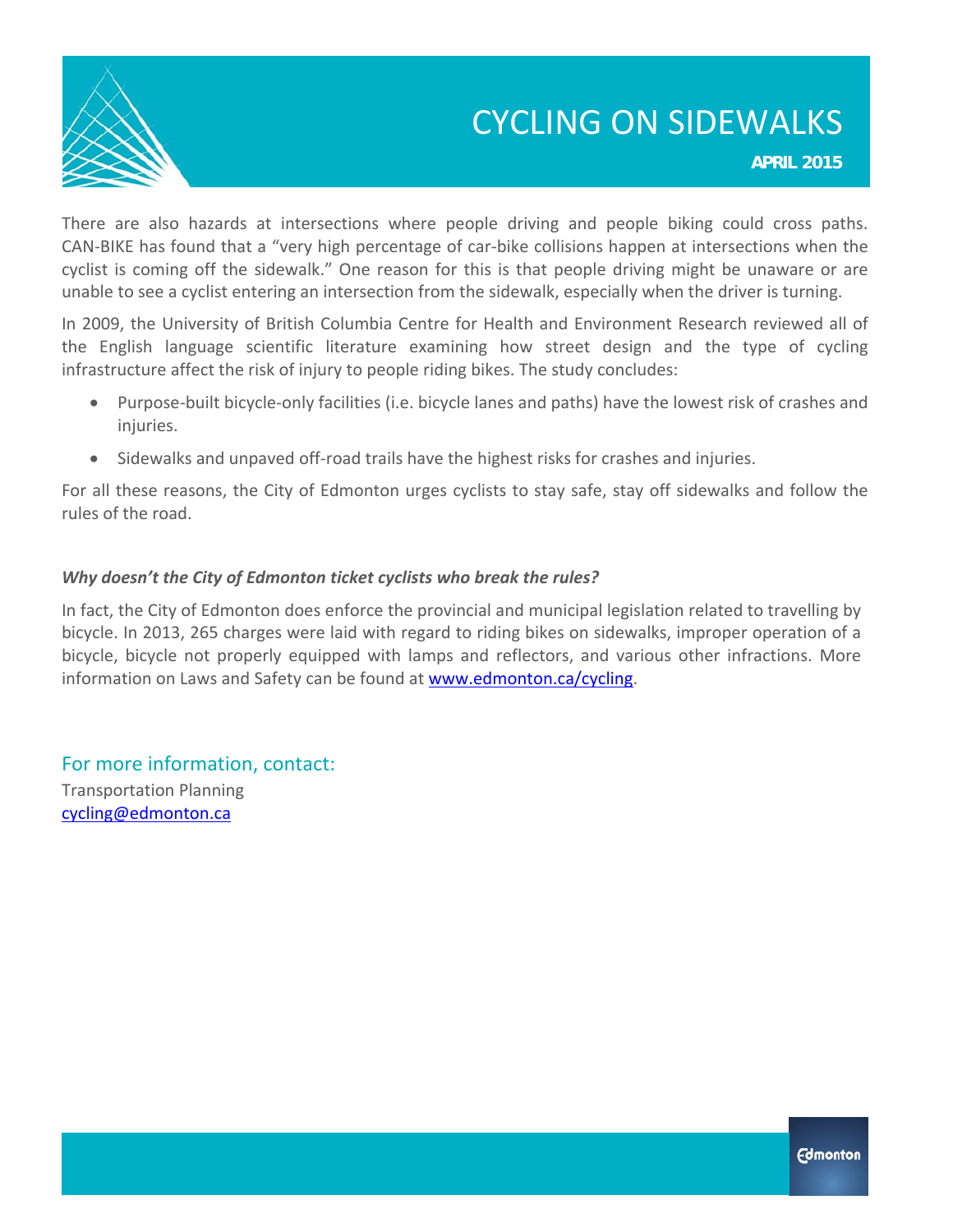There are also hazards at intersections where people driving and people biking could cross paths. CAN-BIKE has found that a "very high percentage of car-bike collisions happen at intersections when the cyclist is coming off the sidewalk." One reason for this is that people driving might be unaware or are unable to see a cyclist entering an intersection from the sidewalk, especially when the driver is turning.

In 2009, the University of British Columbia Centre for Health and Environment Research reviewed all of the English language scientific literature examining how street design and the type of cycling infrastructure affect the risk of injury to people riding bikes. The study concludes:

- Purpose-built bicycle-only facilities (i.e. bicycle lanes and paths) have the lowest risk of crashes and injuries.
- Sidewalks and unpaved off-road trails have the highest risks for crashes and injuries.

For all these reasons, the City of Edmonton urges cyclists to stay safe, stay off sidewalks and follow the rules of the road.

***Why doesn't the City of Edmonton ticket cyclists who break the rules?***

In fact, the City of Edmonton does enforce the provincial and municipal legislation related to travelling by bicycle. In 2013, 265 charges were laid with regard to riding bikes on sidewalks, improper operation of a bicycle, bicycle not properly equipped with lamps and reflectors, and various other infractions. More information on Laws and Safety can be found at www.edmonton.ca/cycling.

## For more information, contact:

Transportation Planning
cycling@edmonton.ca